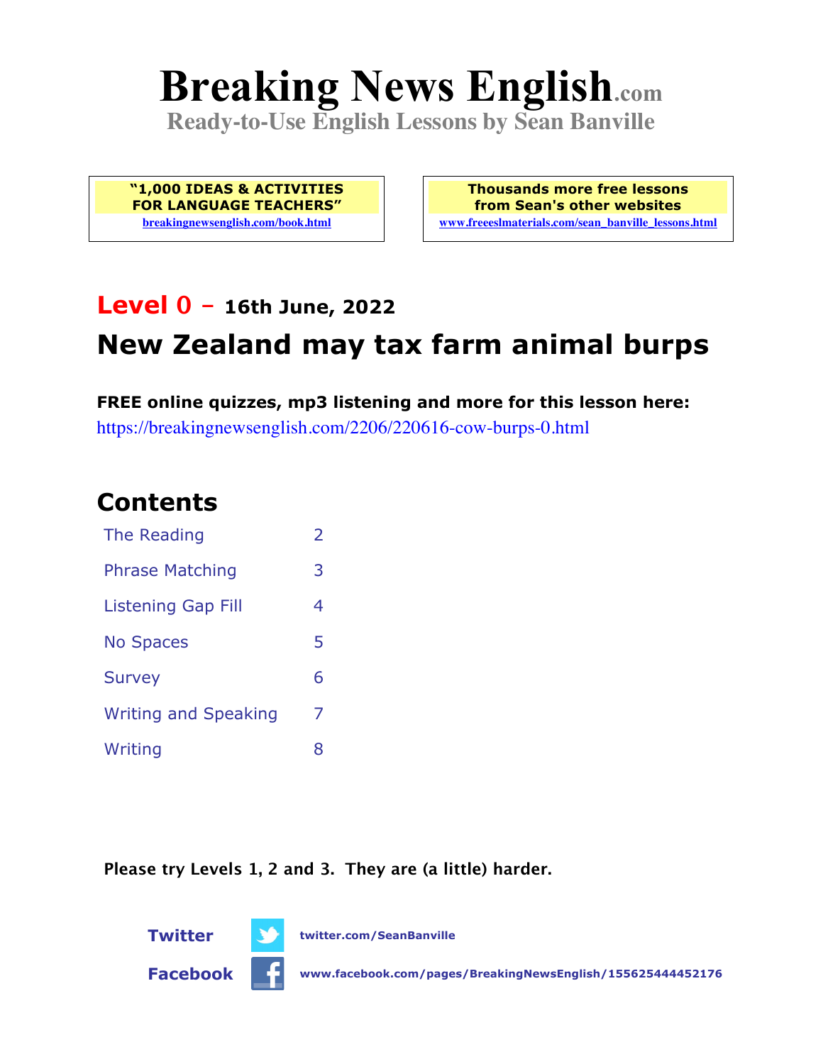# Breaking News English.com

**Ready-to-Use English Lessons by Sean Banville**

**"1,000 IDEAS & ACTIVITIES FOR LANGUAGE TEACHERS"**
breakingnewsenglish.com/book.html

**Thousands more free lessons from Sean's other websites**
www.freeeslmaterials.com/sean_banville_lessons.html

## Level 0 – 16th June, 2022

## New Zealand may tax farm animal burps

**FREE online quizzes, mp3 listening and more for this lesson here:**
https://breakingnewsenglish.com/2206/220616-cow-burps-0.html

## Contents

| | |
|---|---|
| The Reading | 2 |
| Phrase Matching | 3 |
| Listening Gap Fill | 4 |
| No Spaces | 5 |
| Survey | 6 |
| Writing and Speaking | 7 |
| Writing | 8 |

**Please try Levels 1, 2 and 3. They are (a little) harder.**

**Twitter** twitter.com/SeanBanville

**Facebook** www.facebook.com/pages/BreakingNewsEnglish/155625444452176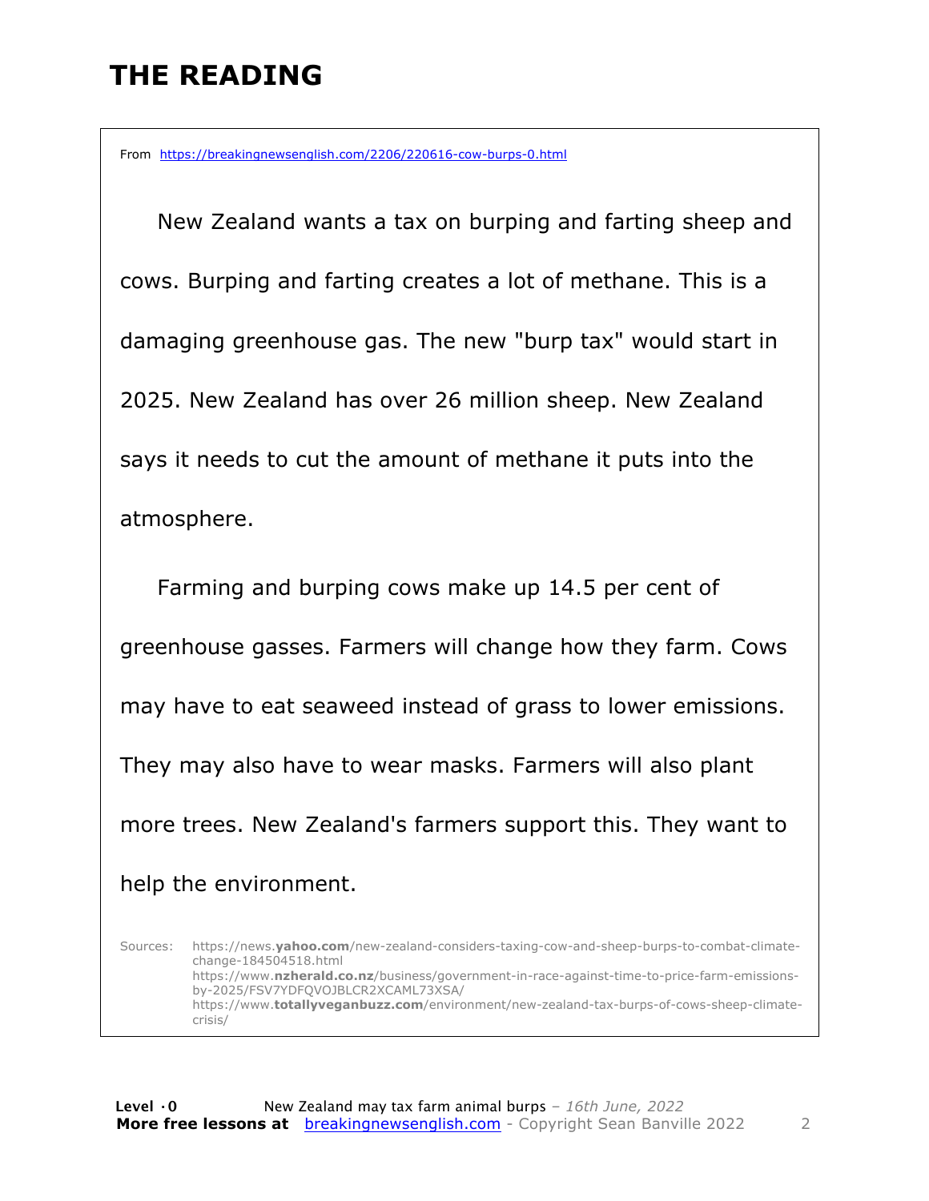# THE READING

From https://breakingnewsenglish.com/2206/220616-cow-burps-0.html

New Zealand wants a tax on burping and farting sheep and cows. Burping and farting creates a lot of methane. This is a damaging greenhouse gas. The new "burp tax" would start in 2025. New Zealand has over 26 million sheep. New Zealand says it needs to cut the amount of methane it puts into the atmosphere.

Farming and burping cows make up 14.5 per cent of greenhouse gasses. Farmers will change how they farm. Cows may have to eat seaweed instead of grass to lower emissions. They may also have to wear masks. Farmers will also plant more trees. New Zealand's farmers support this. They want to help the environment.

Sources:
https://news.yahoo.com/new-zealand-considers-taxing-cow-and-sheep-burps-to-combat-climate-change-184504518.html
https://www.nzherald.co.nz/business/government-in-race-against-time-to-price-farm-emissions-by-2025/FSV7YDFQVOJBLCR2XCAML73XSA/
https://www.totallyveganbuzz.com/environment/new-zealand-tax-burps-of-cows-sheep-climate-crisis/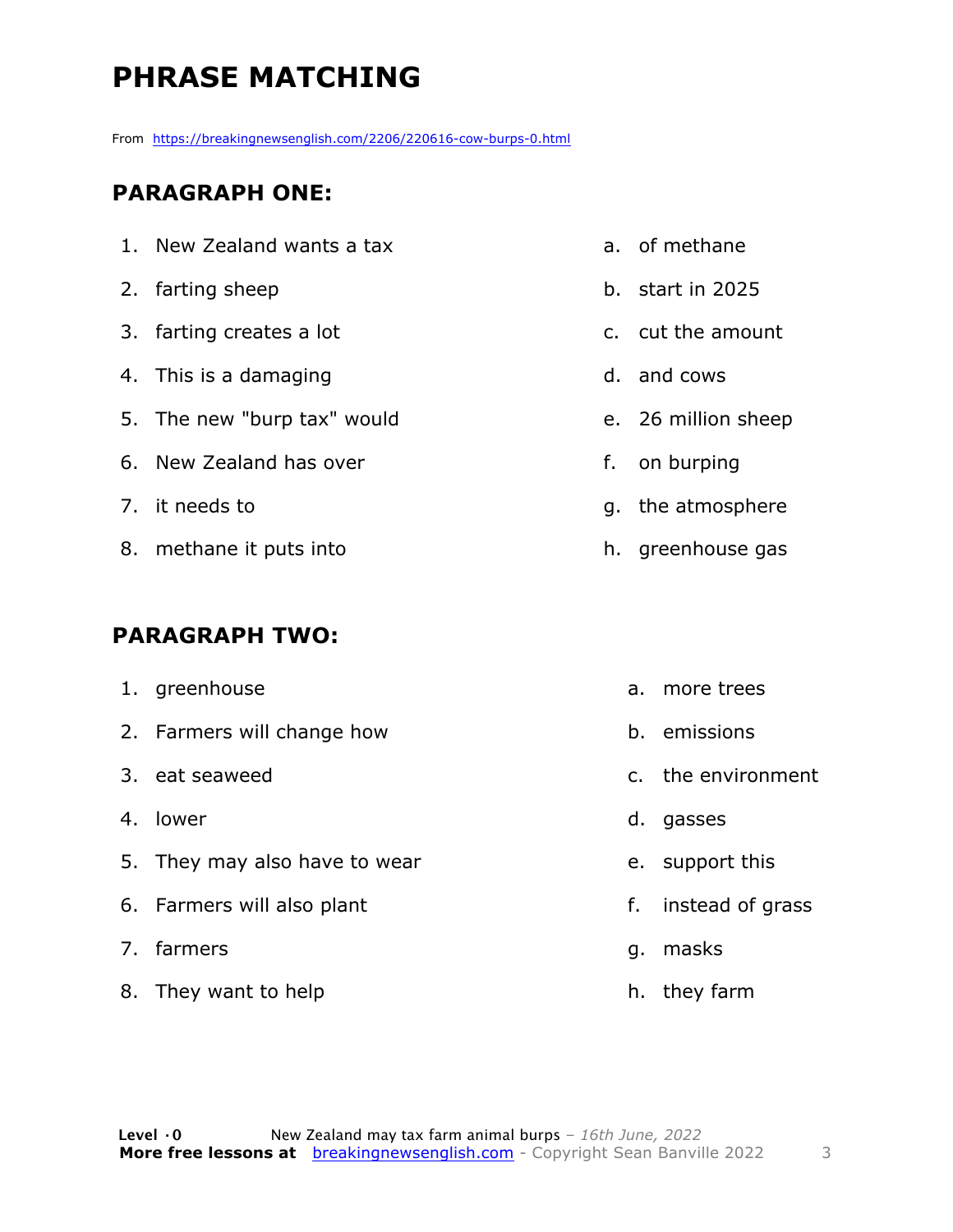# PHRASE MATCHING

From https://breakingnewsenglish.com/2206/220616-cow-burps-0.html

## PARAGRAPH ONE:

1. New Zealand wants a tax
2. farting sheep
3. farting creates a lot
4. This is a damaging
5. The new "burp tax" would
6. New Zealand has over
7. it needs to
8. methane it puts into

a. of methane
b. start in 2025
c. cut the amount
d. and cows
e. 26 million sheep
f. on burping
g. the atmosphere
h. greenhouse gas

## PARAGRAPH TWO:

1. greenhouse
2. Farmers will change how
3. eat seaweed
4. lower
5. They may also have to wear
6. Farmers will also plant
7. farmers
8. They want to help

a. more trees
b. emissions
c. the environment
d. gasses
e. support this
f. instead of grass
g. masks
h. they farm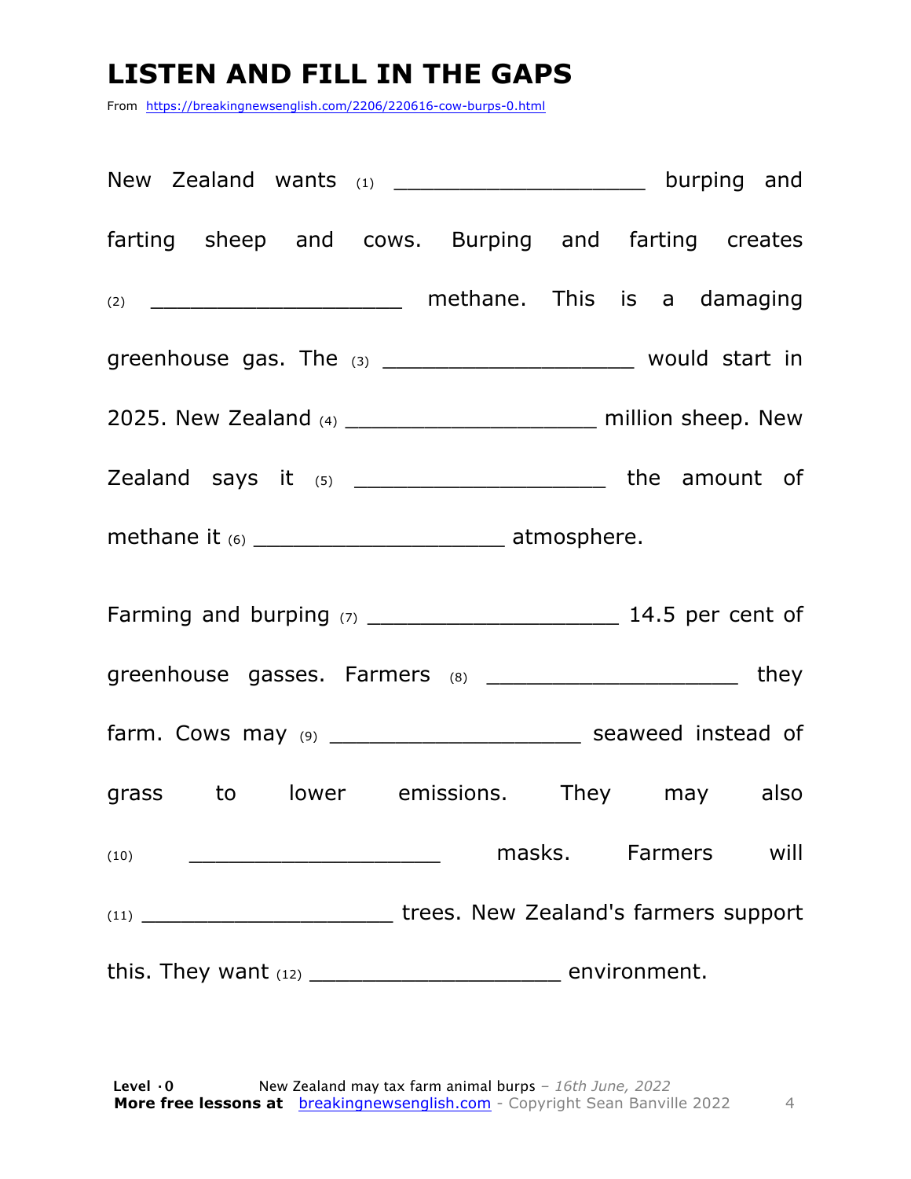# LISTEN AND FILL IN THE GAPS

From https://breakingnewsenglish.com/2206/220616-cow-burps-0.html

New Zealand wants (1) ____________________ burping and farting sheep and cows. Burping and farting creates (2) ____________________ methane. This is a damaging greenhouse gas. The (3) ____________________ would start in 2025. New Zealand (4) ____________________ million sheep. New Zealand says it (5) ____________________ the amount of methane it (6) ____________________ atmosphere.

Farming and burping (7) ____________________ 14.5 per cent of greenhouse gasses. Farmers (8) ____________________ they farm. Cows may (9) ____________________ seaweed instead of grass to lower emissions. They may also (10) ____________________ masks. Farmers will (11) ____________________ trees. New Zealand's farmers support this. They want (12) ____________________ environment.

**Level · 0** New Zealand may tax farm animal burps – *16th June, 2022*
**More free lessons at** breakingnewsenglish.com - Copyright Sean Banville 2022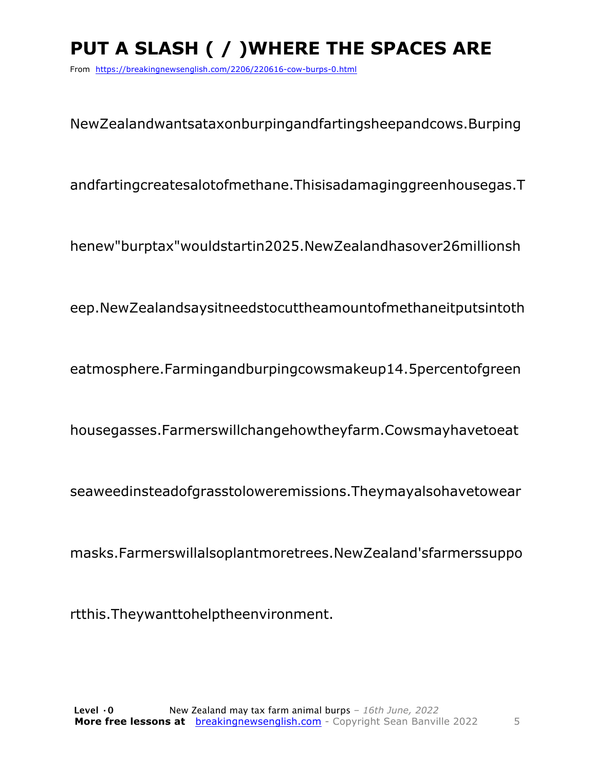# PUT A SLASH ( / )WHERE THE SPACES ARE

From https://breakingnewsenglish.com/2206/220616-cow-burps-0.html

NewZealandwantsataxonburpingandfartingsheepandcows.Burping

andfartingcreatesalotofmethane.Thisisadamaginggreenhousegas.T

henew"burptax"wouldstartin2025.NewZealandhasover26millionsh

eep.NewZealandsaysitneedstocuttheamountofmethaneitputsintoth

eatmosphere.Farmingandburpingcowsmakeup14.5percentofgreen

housegasses.Farmerswillchangehowtheyfarm.Cowsmayhavetoeat

seaweedinsteadofgrasstoloweremissions.Theymayalsohavetowear

masks.Farmerswillalsoplantmoretrees.NewZealand'sfarmerssuppo

rtthis.Theywanttohelptheenvironment.

**Level ·0** New Zealand may tax farm animal burps – *16th June, 2022*
**More free lessons at** breakingnewsenglish.com - Copyright Sean Banville 2022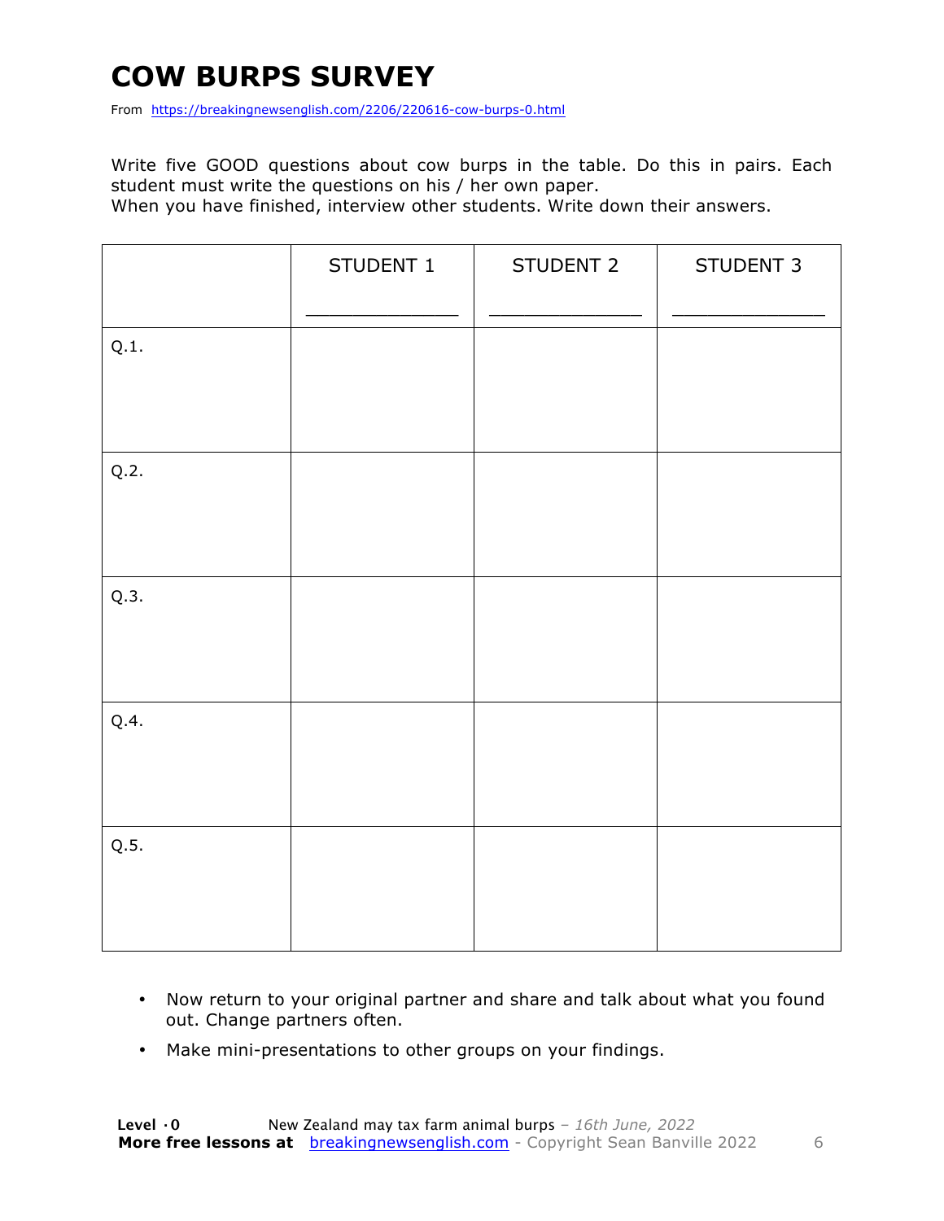# COW BURPS SURVEY

From https://breakingnewsenglish.com/2206/220616-cow-burps-0.html

Write five GOOD questions about cow burps in the table. Do this in pairs. Each student must write the questions on his / her own paper.
When you have finished, interview other students. Write down their answers.

| | STUDENT 1<br>_______________ | STUDENT 2<br>_______________ | STUDENT 3<br>_______________ |
|---|---|---|---|
| Q.1. | | | |
| Q.2. | | | |
| Q.3. | | | |
| Q.4. | | | |
| Q.5. | | | |

- Now return to your original partner and share and talk about what you found out. Change partners often.
- Make mini-presentations to other groups on your findings.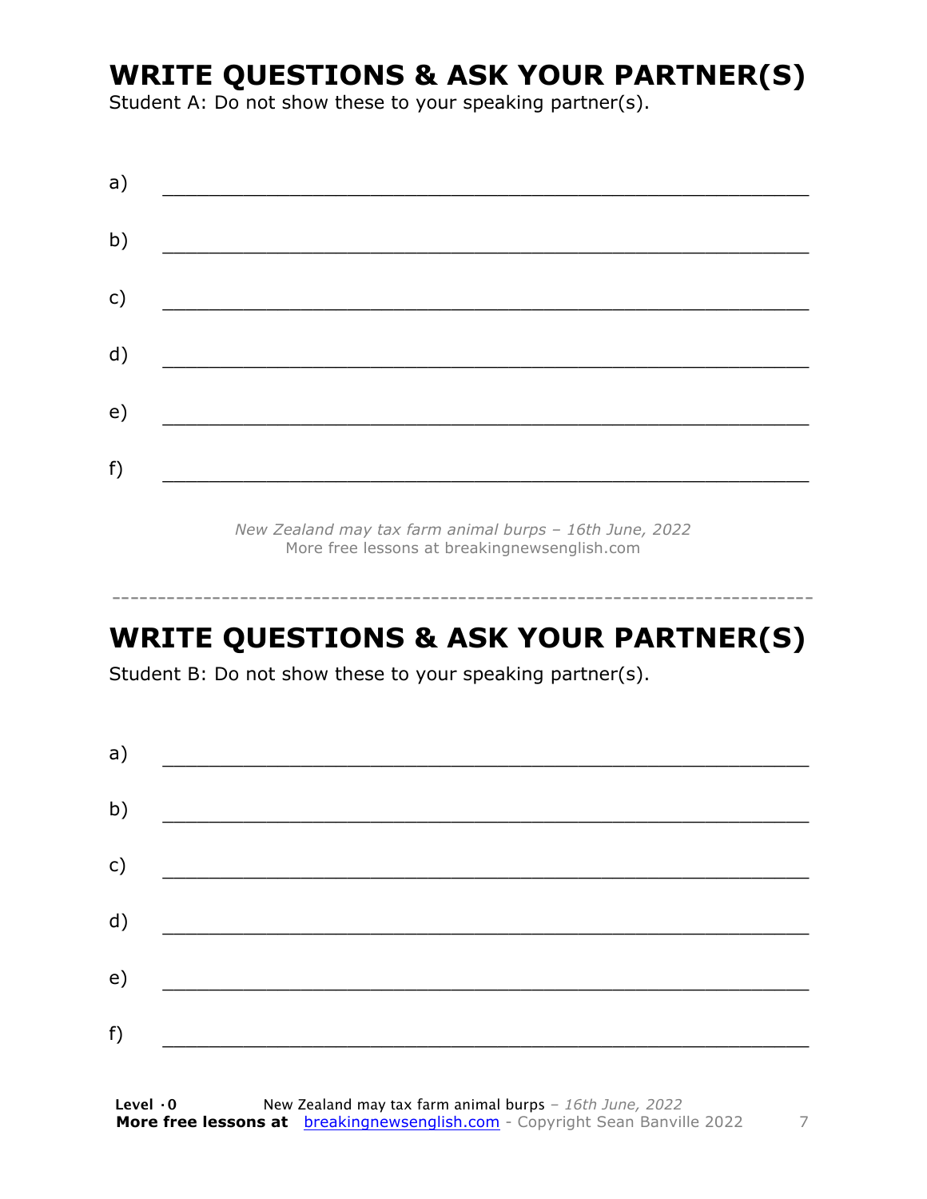## WRITE QUESTIONS & ASK YOUR PARTNER(S)

Student A: Do not show these to your speaking partner(s).

a) ___________________________________________________________

b) ___________________________________________________________

c) ___________________________________________________________

d) ___________________________________________________________

e) ___________________________________________________________

f) ___________________________________________________________

*New Zealand may tax farm animal burps – 16th June, 2022*
More free lessons at breakingnewsenglish.com

---

## WRITE QUESTIONS & ASK YOUR PARTNER(S)

Student B: Do not show these to your speaking partner(s).

a) ___________________________________________________________

b) ___________________________________________________________

c) ___________________________________________________________

d) ___________________________________________________________

e) ___________________________________________________________

f) ___________________________________________________________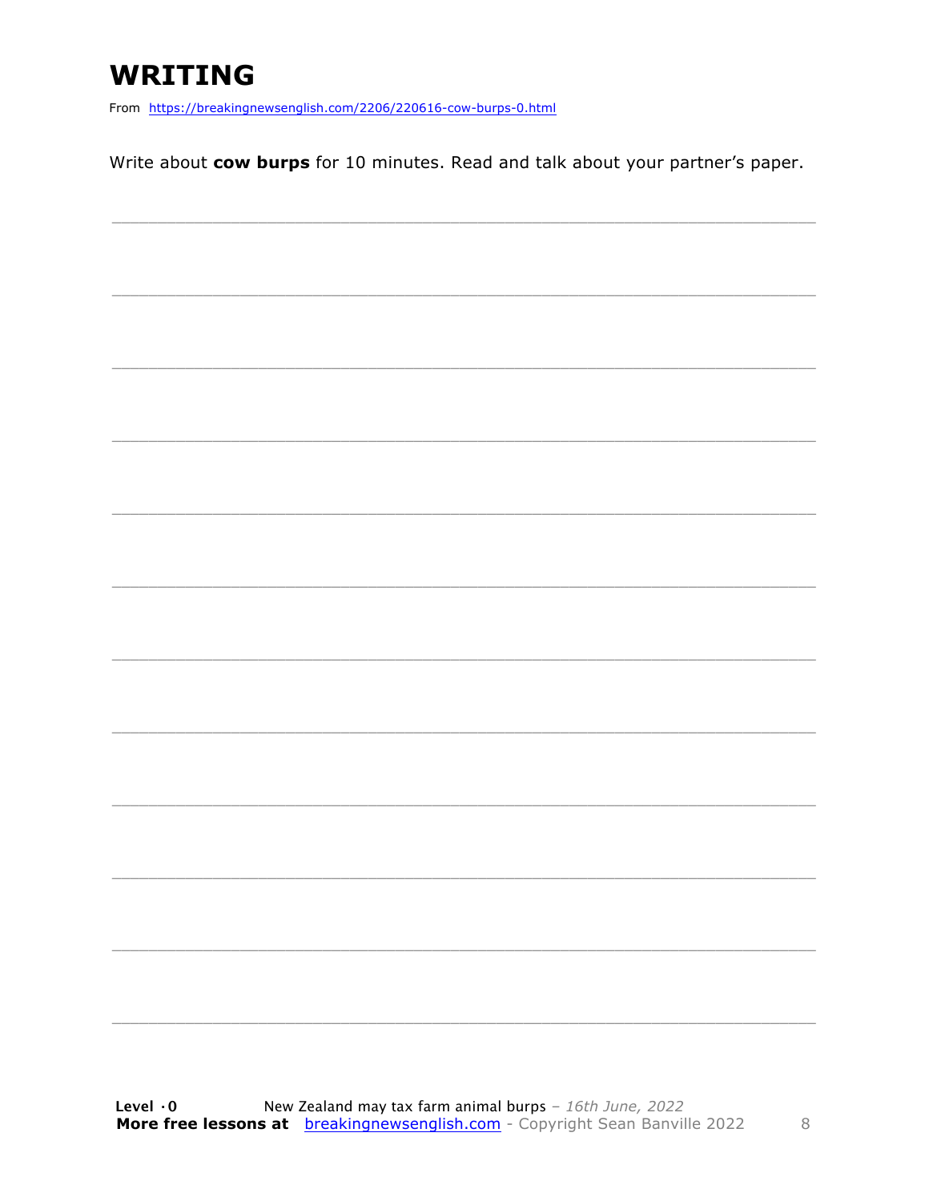# WRITING

From https://breakingnewsenglish.com/2206/220616-cow-burps-0.html

Write about **cow burps** for 10 minutes. Read and talk about your partner's paper.